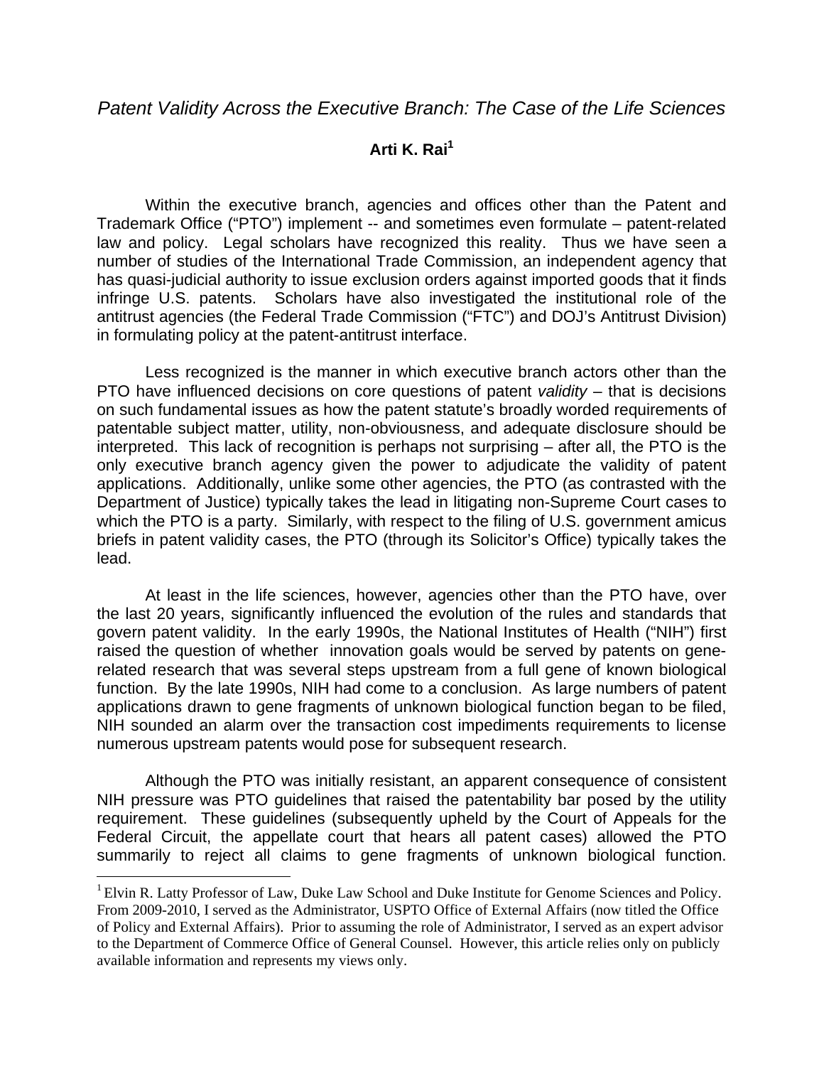# *Patent Validity Across the Executive Branch: The Case of the Life Sciences*

**Arti K. Rai[1]**

Within the executive branch, agencies and offices other than the Patent and Trademark Office ("PTO") implement -- and sometimes even formulate – patent-related law and policy. Legal scholars have recognized this reality. Thus we have seen a number of studies of the International Trade Commission, an independent agency that has quasi-judicial authority to issue exclusion orders against imported goods that it finds infringe U.S. patents. Scholars have also investigated the institutional role of the antitrust agencies (the Federal Trade Commission ("FTC") and DOJ's Antitrust Division) in formulating policy at the patent-antitrust interface.

Less recognized is the manner in which executive branch actors other than the PTO have influenced decisions on core questions of patent *validity* – that is decisions on such fundamental issues as how the patent statute's broadly worded requirements of patentable subject matter, utility, non-obviousness, and adequate disclosure should be interpreted. This lack of recognition is perhaps not surprising – after all, the PTO is the only executive branch agency given the power to adjudicate the validity of patent applications. Additionally, unlike some other agencies, the PTO (as contrasted with the Department of Justice) typically takes the lead in litigating non-Supreme Court cases to which the PTO is a party. Similarly, with respect to the filing of U.S. government amicus briefs in patent validity cases, the PTO (through its Solicitor's Office) typically takes the lead.

At least in the life sciences, however, agencies other than the PTO have, over the last 20 years, significantly influenced the evolution of the rules and standards that govern patent validity. In the early 1990s, the National Institutes of Health ("NIH") first raised the question of whether innovation goals would be served by patents on gene-related research that was several steps upstream from a full gene of known biological function. By the late 1990s, NIH had come to a conclusion. As large numbers of patent applications drawn to gene fragments of unknown biological function began to be filed, NIH sounded an alarm over the transaction cost impediments requirements to license numerous upstream patents would pose for subsequent research.

Although the PTO was initially resistant, an apparent consequence of consistent NIH pressure was PTO guidelines that raised the patentability bar posed by the utility requirement. These guidelines (subsequently upheld by the Court of Appeals for the Federal Circuit, the appellate court that hears all patent cases) allowed the PTO summarily to reject all claims to gene fragments of unknown biological function.

---

[1] Elvin R. Latty Professor of Law, Duke Law School and Duke Institute for Genome Sciences and Policy. From 2009-2010, I served as the Administrator, USPTO Office of External Affairs (now titled the Office of Policy and External Affairs). Prior to assuming the role of Administrator, I served as an expert advisor to the Department of Commerce Office of General Counsel. However, this article relies only on publicly available information and represents my views only.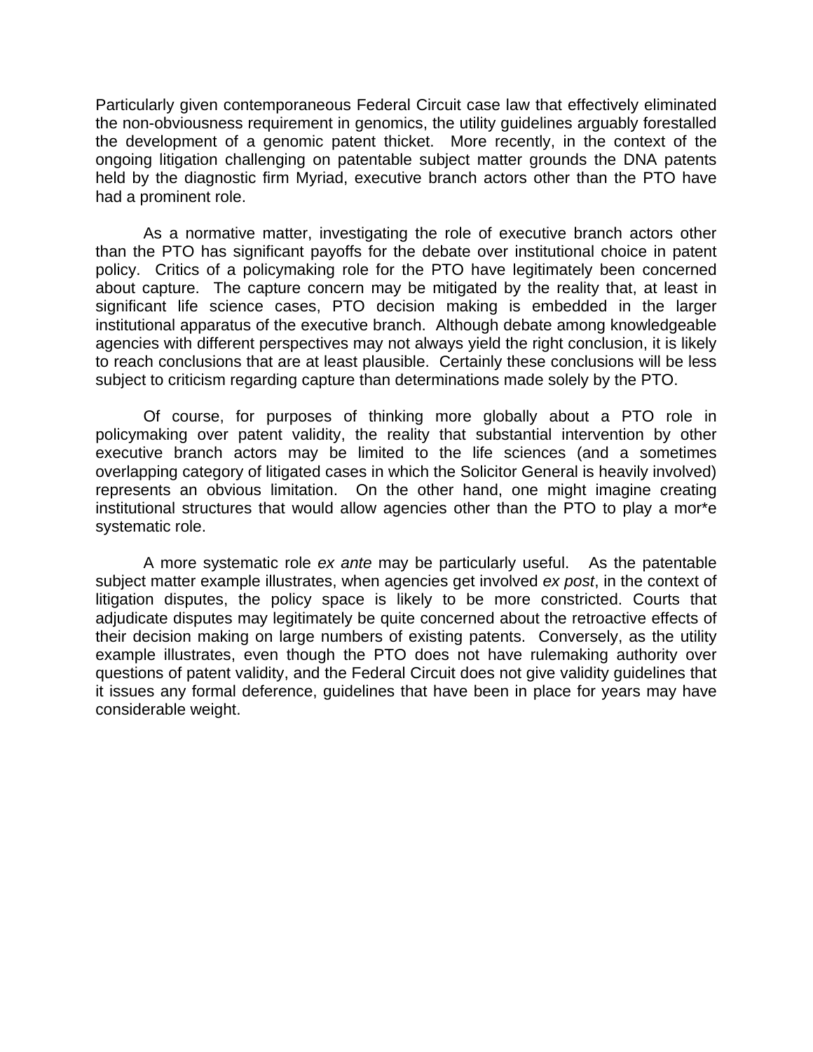Particularly given contemporaneous Federal Circuit case law that effectively eliminated the non-obviousness requirement in genomics, the utility guidelines arguably forestalled the development of a genomic patent thicket. More recently, in the context of the ongoing litigation challenging on patentable subject matter grounds the DNA patents held by the diagnostic firm Myriad, executive branch actors other than the PTO have had a prominent role.

As a normative matter, investigating the role of executive branch actors other than the PTO has significant payoffs for the debate over institutional choice in patent policy. Critics of a policymaking role for the PTO have legitimately been concerned about capture. The capture concern may be mitigated by the reality that, at least in significant life science cases, PTO decision making is embedded in the larger institutional apparatus of the executive branch. Although debate among knowledgeable agencies with different perspectives may not always yield the right conclusion, it is likely to reach conclusions that are at least plausible. Certainly these conclusions will be less subject to criticism regarding capture than determinations made solely by the PTO.

Of course, for purposes of thinking more globally about a PTO role in policymaking over patent validity, the reality that substantial intervention by other executive branch actors may be limited to the life sciences (and a sometimes overlapping category of litigated cases in which the Solicitor General is heavily involved) represents an obvious limitation. On the other hand, one might imagine creating institutional structures that would allow agencies other than the PTO to play a mor*e systematic role.

A more systematic role *ex ante* may be particularly useful. As the patentable subject matter example illustrates, when agencies get involved *ex post*, in the context of litigation disputes, the policy space is likely to be more constricted. Courts that adjudicate disputes may legitimately be quite concerned about the retroactive effects of their decision making on large numbers of existing patents. Conversely, as the utility example illustrates, even though the PTO does not have rulemaking authority over questions of patent validity, and the Federal Circuit does not give validity guidelines that it issues any formal deference, guidelines that have been in place for years may have considerable weight.